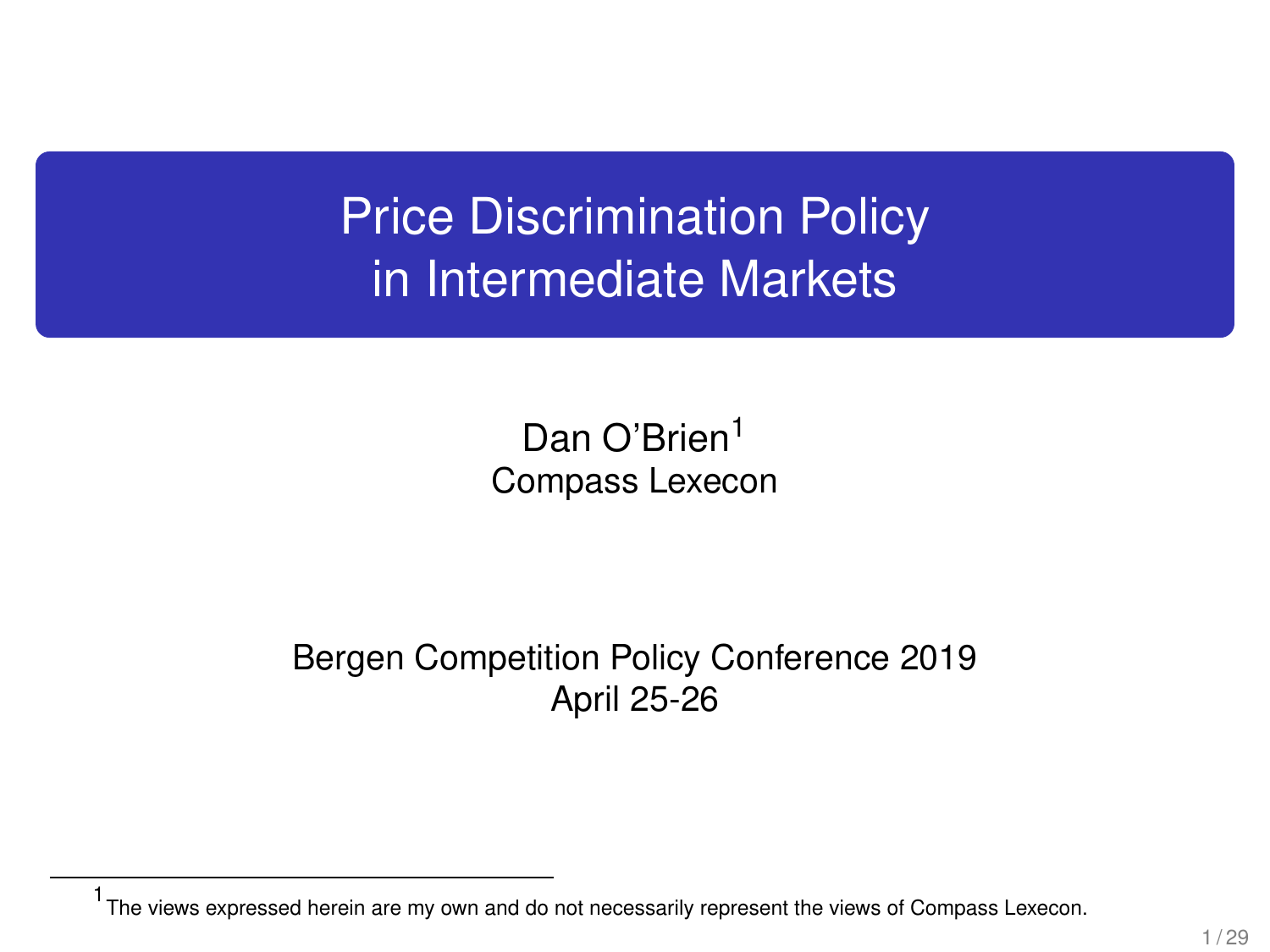# Price Discrimination Policy in Intermediate Markets

Dan O'Brien[1]
Compass Lexecon

Bergen Competition Policy Conference 2019
April 25-26

[1] The views expressed herein are my own and do not necessarily represent the views of Compass Lexecon.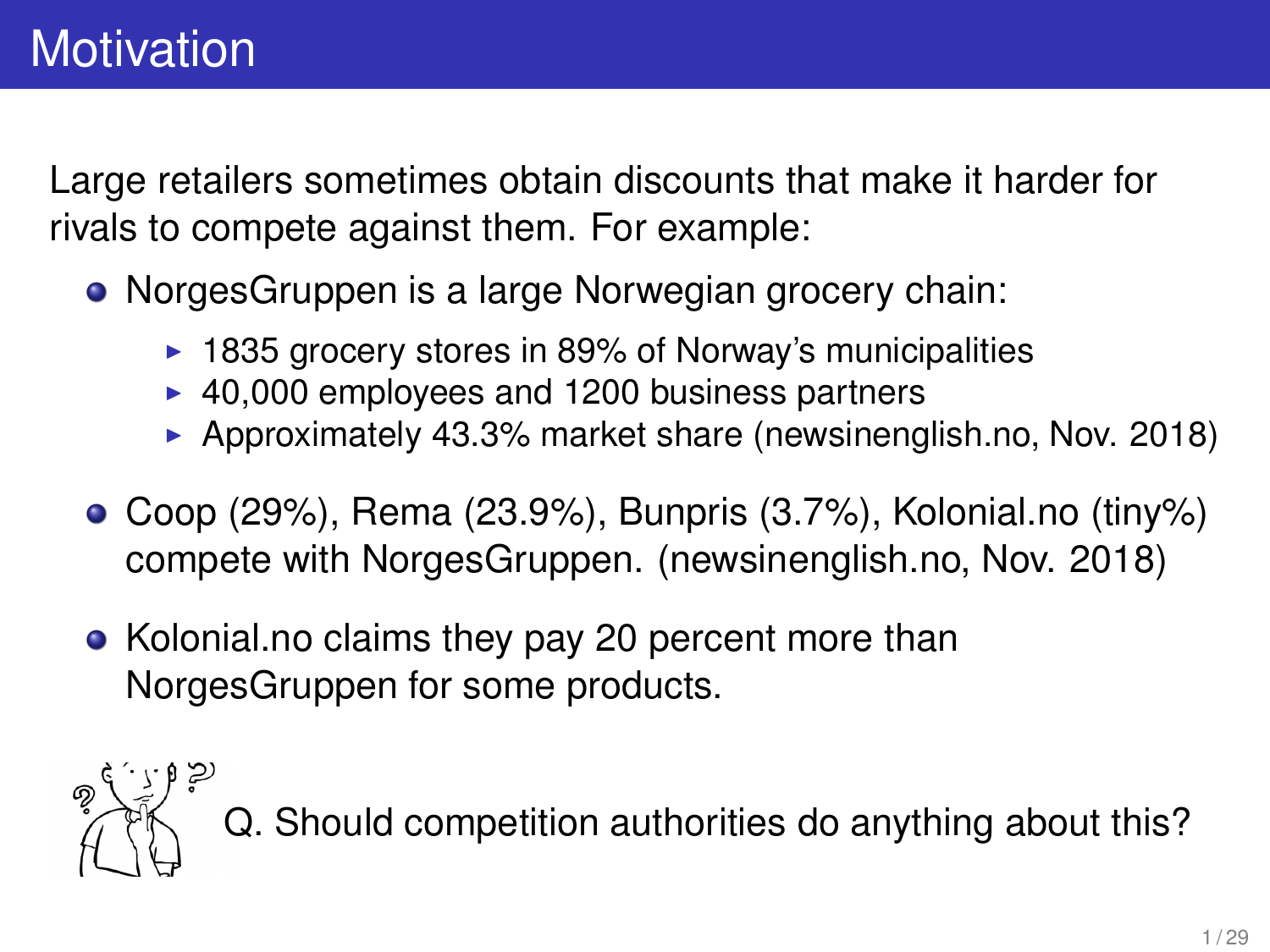# Motivation

Large retailers sometimes obtain discounts that make it harder for rivals to compete against them. For example:

- NorgesGruppen is a large Norwegian grocery chain:
  - 1835 grocery stores in 89% of Norway's municipalities
  - 40,000 employees and 1200 business partners
  - Approximately 43.3% market share (newsinenglish.no, Nov. 2018)
- Coop (29%), Rema (23.9%), Bunpris (3.7%), Kolonial.no (tiny%) compete with NorgesGruppen. (newsinenglish.no, Nov. 2018)
- Kolonial.no claims they pay 20 percent more than NorgesGruppen for some products.

Q. Should competition authorities do anything about this?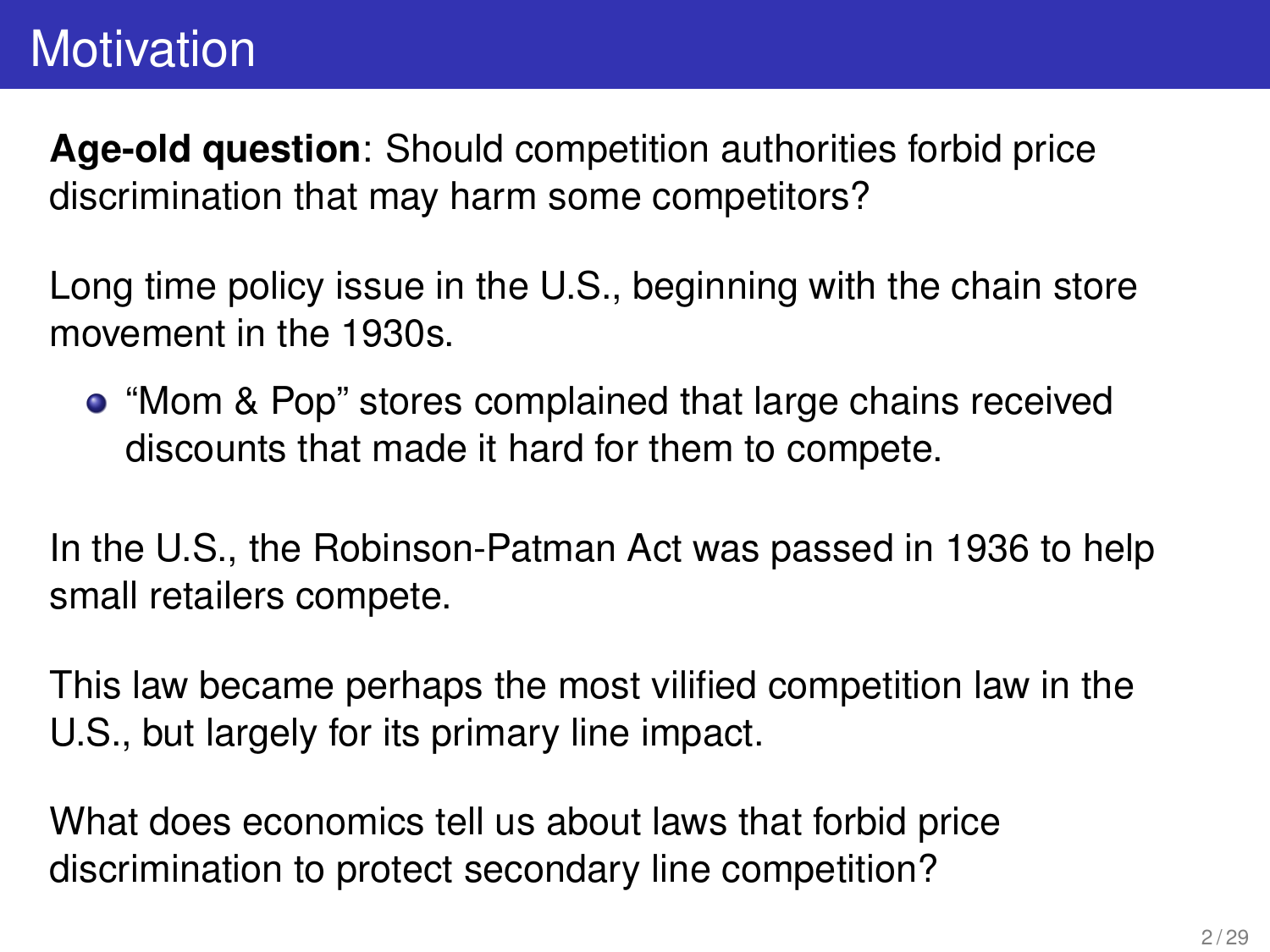# Motivation

**Age-old question**: Should competition authorities forbid price discrimination that may harm some competitors?

Long time policy issue in the U.S., beginning with the chain store movement in the 1930s.

- "Mom & Pop" stores complained that large chains received discounts that made it hard for them to compete.

In the U.S., the Robinson-Patman Act was passed in 1936 to help small retailers compete.

This law became perhaps the most vilified competition law in the U.S., but largely for its primary line impact.

What does economics tell us about laws that forbid price discrimination to protect secondary line competition?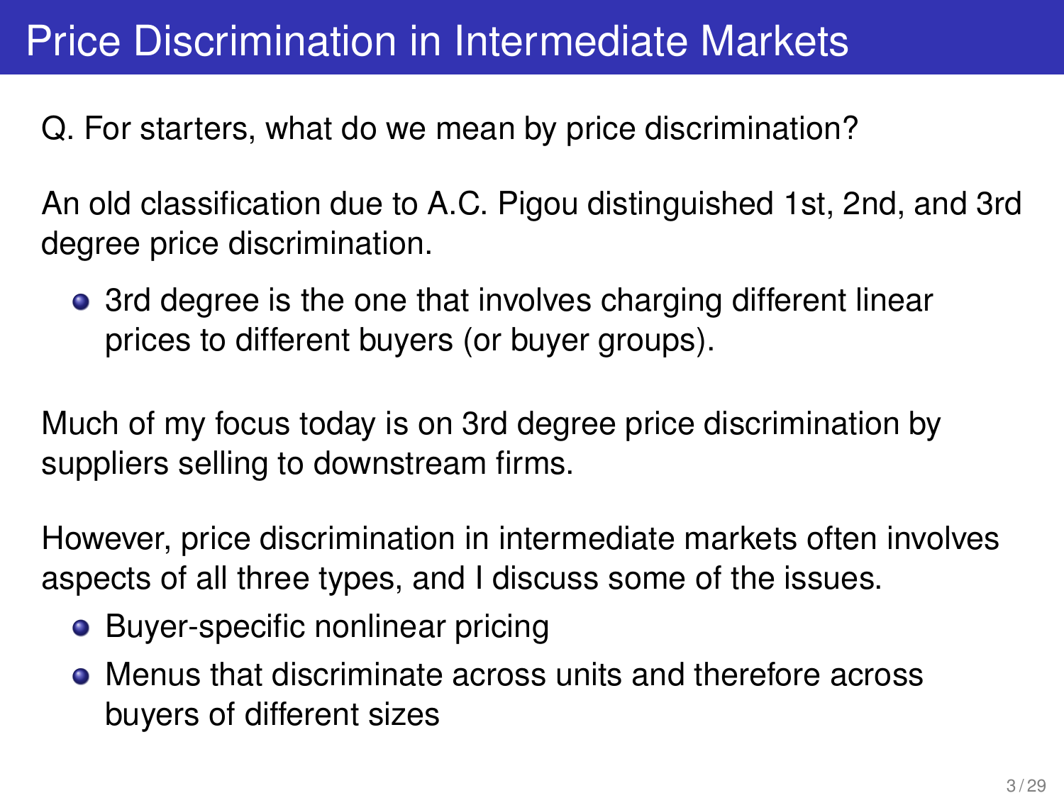# Price Discrimination in Intermediate Markets

Q. For starters, what do we mean by price discrimination?

An old classification due to A.C. Pigou distinguished 1st, 2nd, and 3rd degree price discrimination.

- 3rd degree is the one that involves charging different linear prices to different buyers (or buyer groups).

Much of my focus today is on 3rd degree price discrimination by suppliers selling to downstream firms.

However, price discrimination in intermediate markets often involves aspects of all three types, and I discuss some of the issues.

- Buyer-specific nonlinear pricing
- Menus that discriminate across units and therefore across buyers of different sizes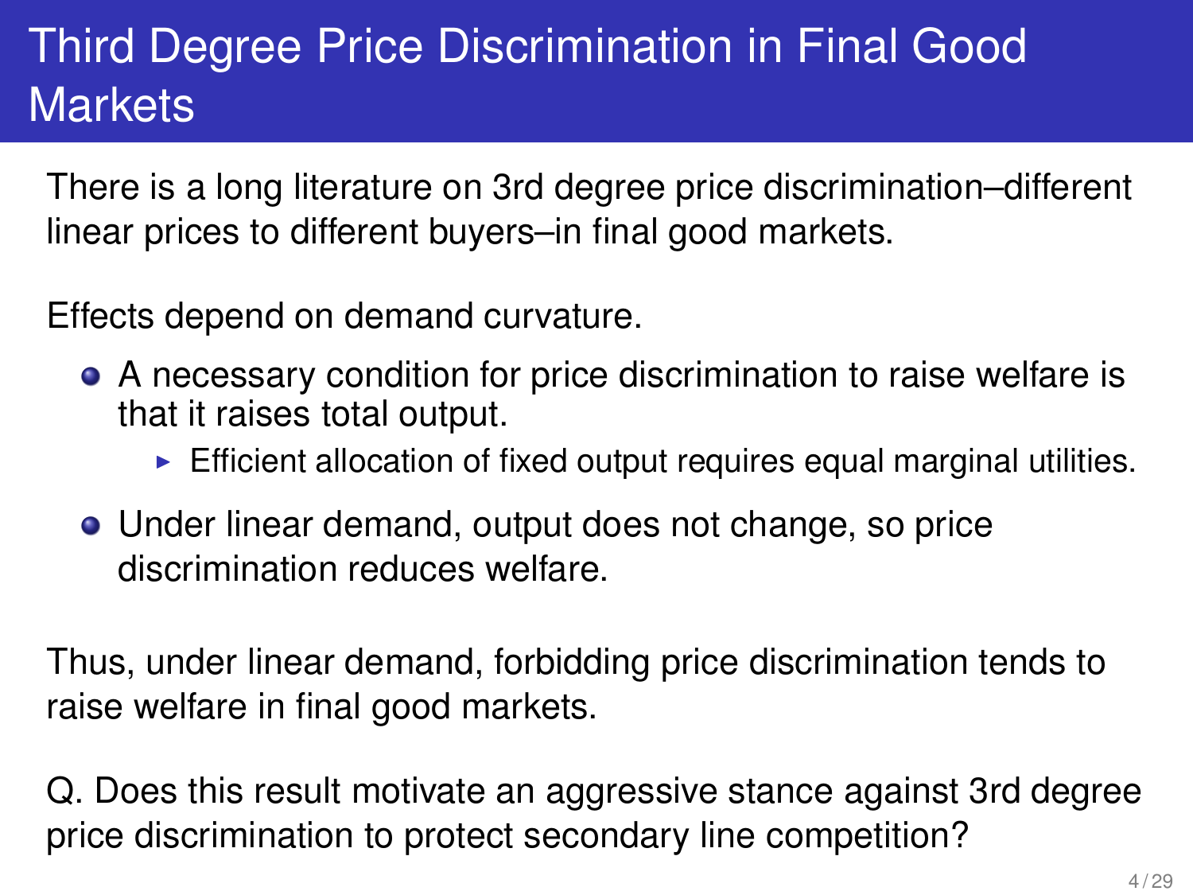# Third Degree Price Discrimination in Final Good Markets

There is a long literature on 3rd degree price discrimination–different linear prices to different buyers–in final good markets.

Effects depend on demand curvature.

- A necessary condition for price discrimination to raise welfare is that it raises total output.
  - Efficient allocation of fixed output requires equal marginal utilities.
- Under linear demand, output does not change, so price discrimination reduces welfare.

Thus, under linear demand, forbidding price discrimination tends to raise welfare in final good markets.

Q. Does this result motivate an aggressive stance against 3rd degree price discrimination to protect secondary line competition?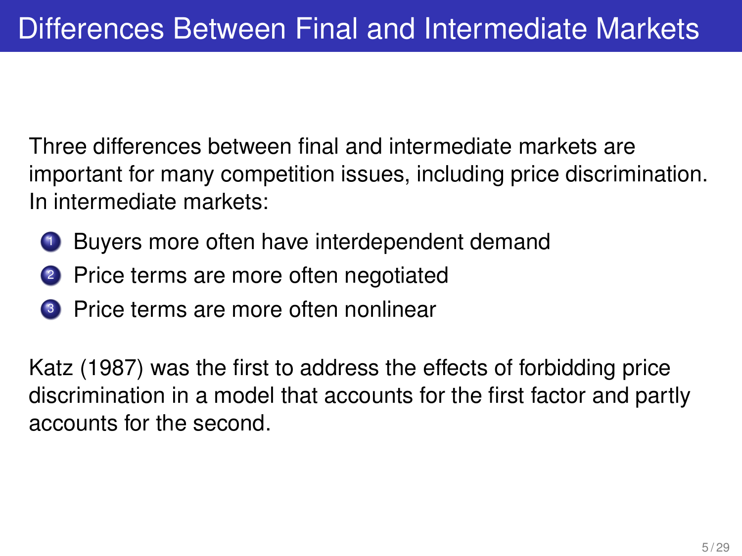# Differences Between Final and Intermediate Markets

Three differences between final and intermediate markets are important for many competition issues, including price discrimination. In intermediate markets:

1. Buyers more often have interdependent demand
2. Price terms are more often negotiated
3. Price terms are more often nonlinear

Katz (1987) was the first to address the effects of forbidding price discrimination in a model that accounts for the first factor and partly accounts for the second.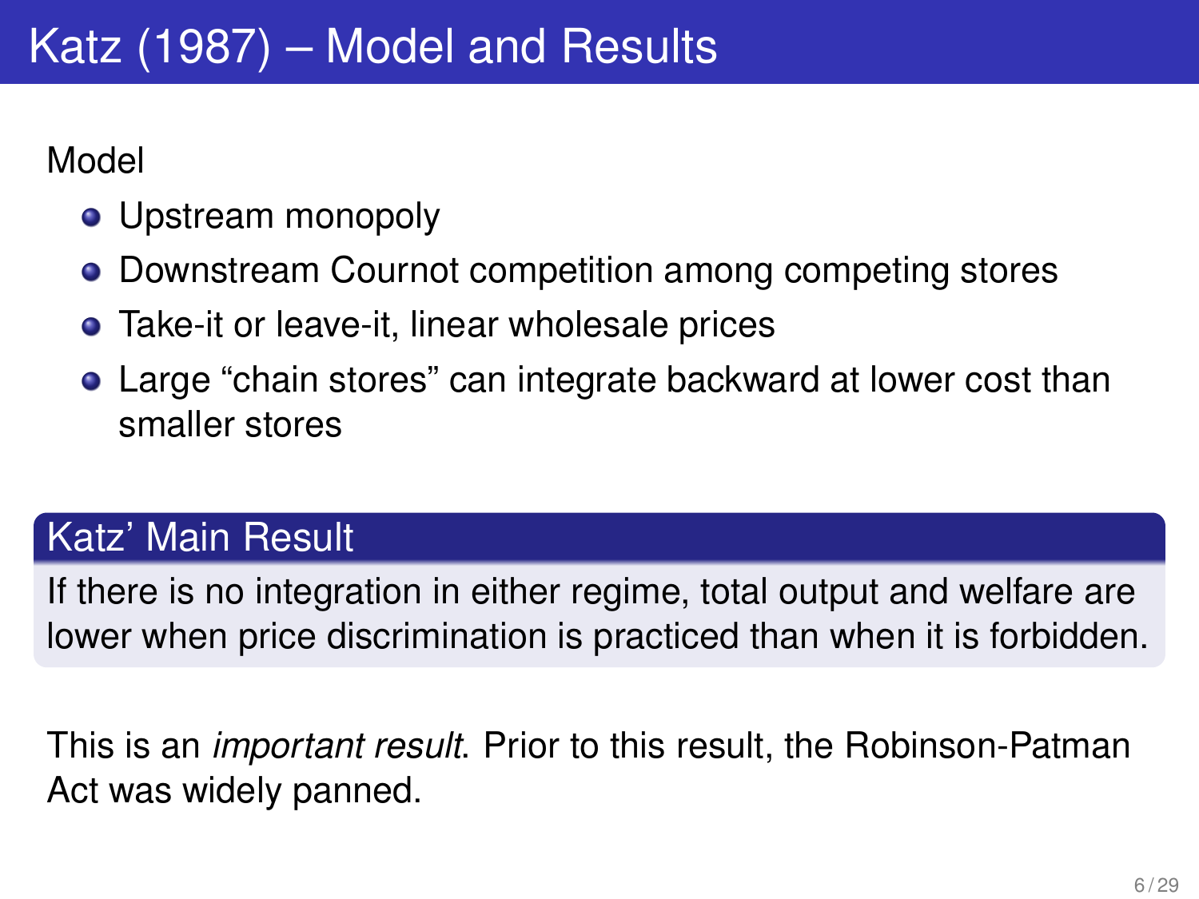# Katz (1987) – Model and Results

Model

- Upstream monopoly
- Downstream Cournot competition among competing stores
- Take-it or leave-it, linear wholesale prices
- Large "chain stores" can integrate backward at lower cost than smaller stores

**Katz' Main Result**

If there is no integration in either regime, total output and welfare are lower when price discrimination is practiced than when it is forbidden.

This is an *important result*. Prior to this result, the Robinson-Patman Act was widely panned.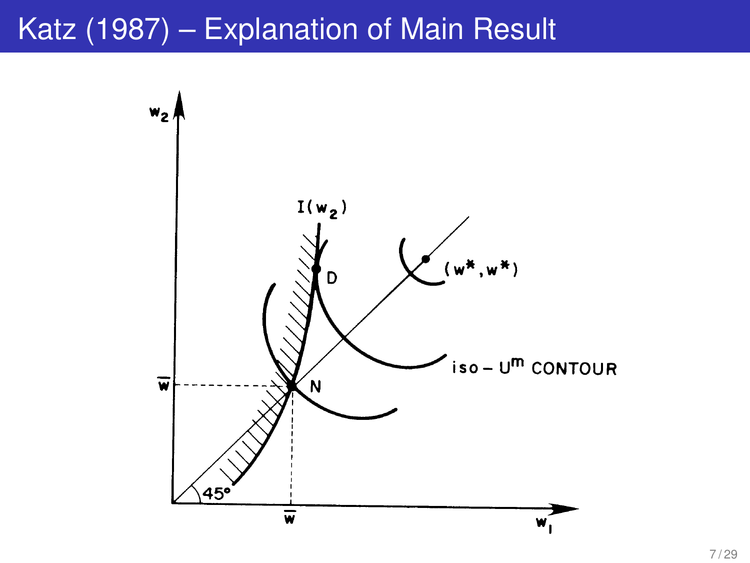# Katz (1987) – Explanation of Main Result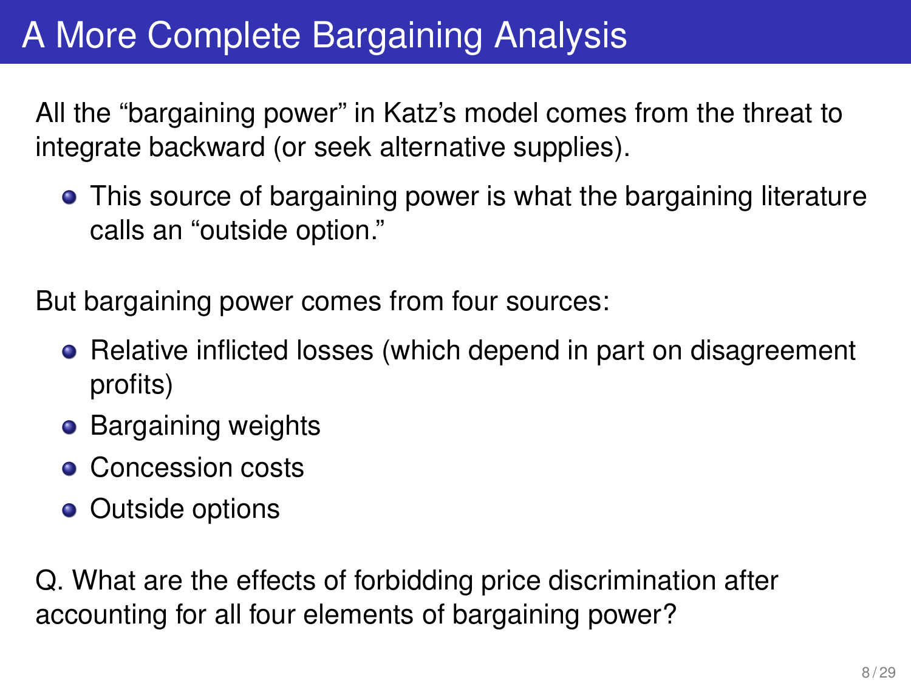# A More Complete Bargaining Analysis

All the "bargaining power" in Katz's model comes from the threat to integrate backward (or seek alternative supplies).

- This source of bargaining power is what the bargaining literature calls an "outside option."

But bargaining power comes from four sources:

- Relative inflicted losses (which depend in part on disagreement profits)
- Bargaining weights
- Concession costs
- Outside options

Q. What are the effects of forbidding price discrimination after accounting for all four elements of bargaining power?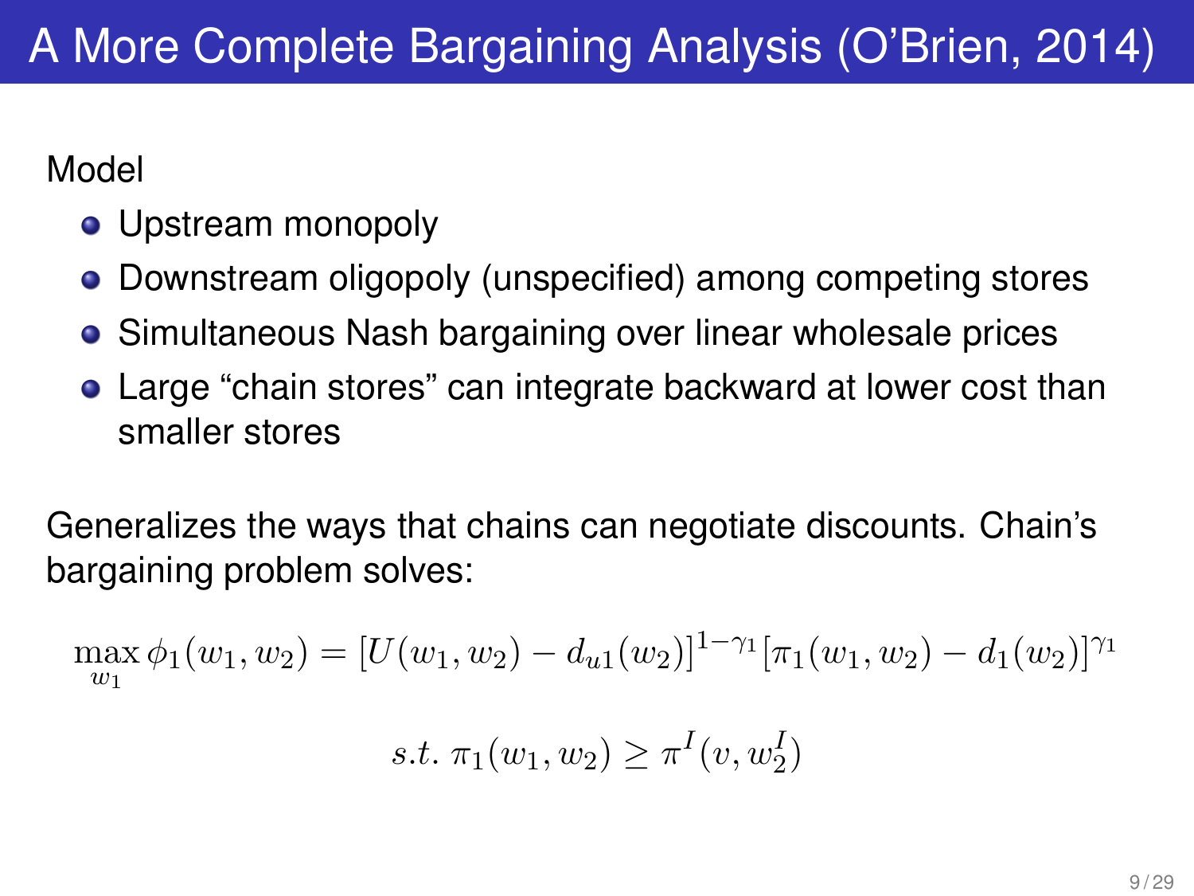# A More Complete Bargaining Analysis (O'Brien, 2014)

Model

- Upstream monopoly
- Downstream oligopoly (unspecified) among competing stores
- Simultaneous Nash bargaining over linear wholesale prices
- Large "chain stores" can integrate backward at lower cost than smaller stores

Generalizes the ways that chains can negotiate discounts. Chain's bargaining problem solves:

$$\max_{w_1} \phi_1(w_1, w_2) = [U(w_1, w_2) - d_{u1}(w_2)]^{1-\gamma_1}[\pi_1(w_1, w_2) - d_1(w_2)]^{\gamma_1}$$

$$s.t.\ \pi_1(w_1, w_2) \geq \pi^I(v, w_2^I)$$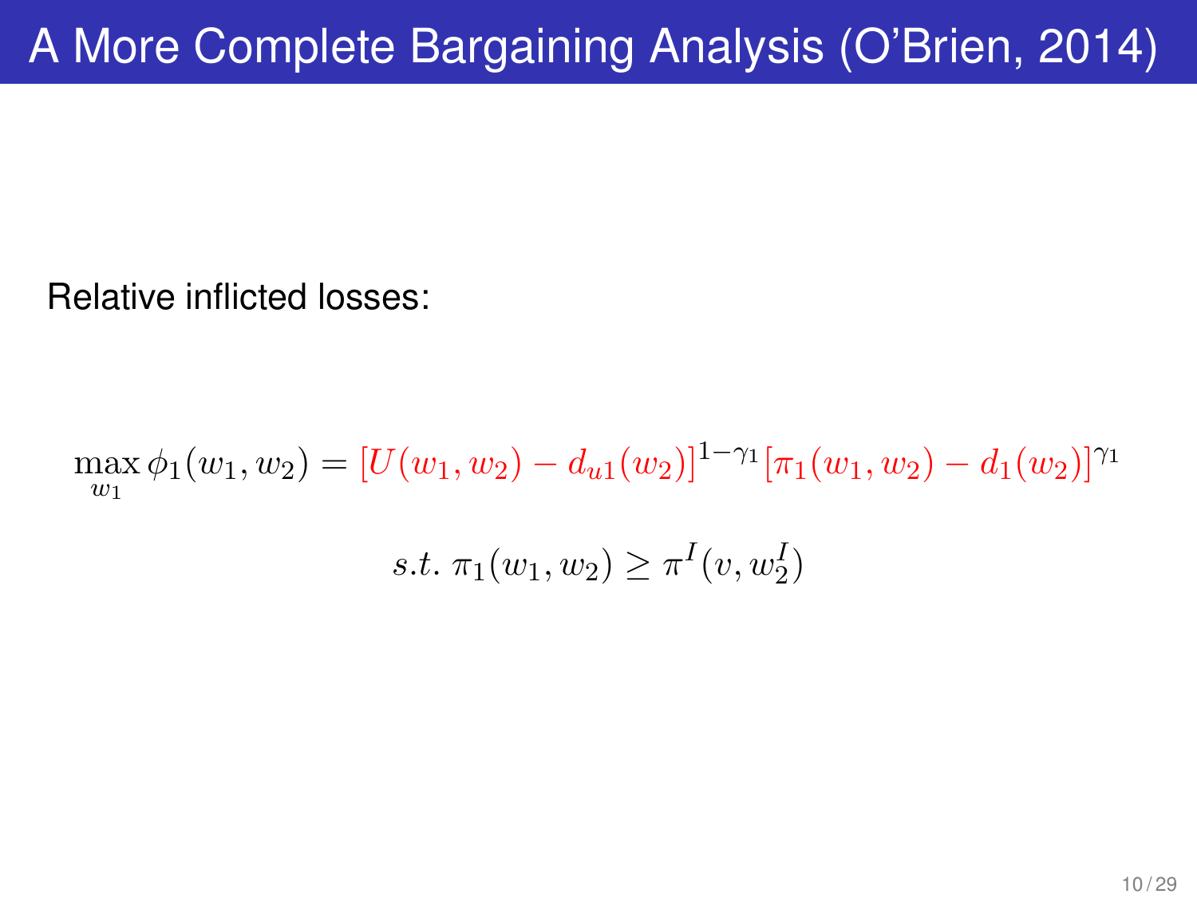# A More Complete Bargaining Analysis (O'Brien, 2014)

Relative inflicted losses:

$$\max_{w_1} \phi_1(w_1, w_2) = [U(w_1, w_2) - d_{u1}(w_2)]^{1-\gamma_1} [\pi_1(w_1, w_2) - d_1(w_2)]^{\gamma_1}$$

$$s.t.\ \pi_1(w_1, w_2) \geq \pi^I(v, w_2^I)$$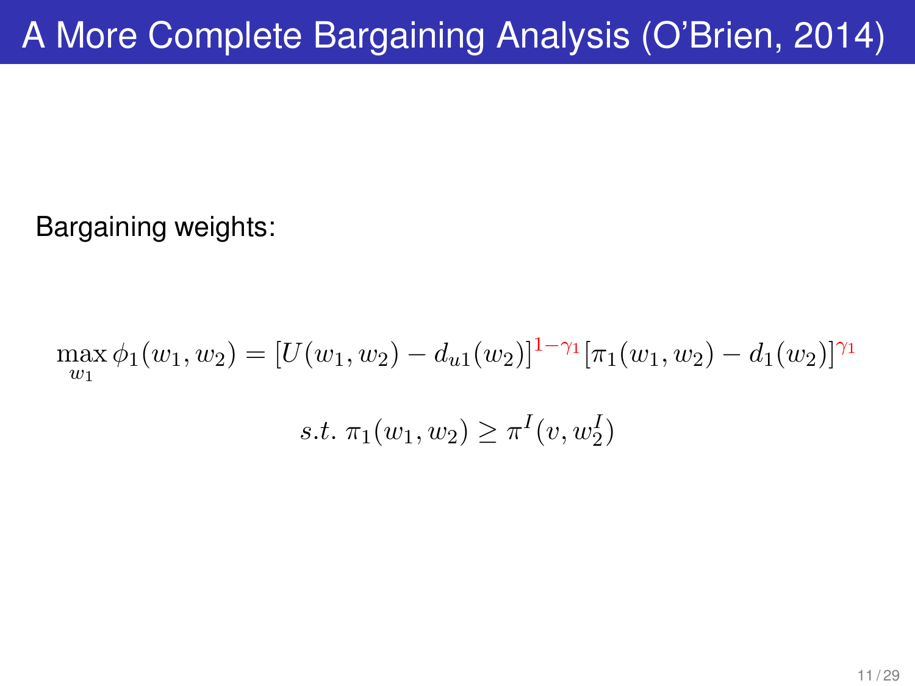# A More Complete Bargaining Analysis (O'Brien, 2014)

Bargaining weights:

$$\max_{w_1} \phi_1(w_1, w_2) = [U(w_1, w_2) - d_{u1}(w_2)]^{1-\gamma_1} [\pi_1(w_1, w_2) - d_1(w_2)]^{\gamma_1}$$

$$s.t. \; \pi_1(w_1, w_2) \geq \pi^I(v, w_2^I)$$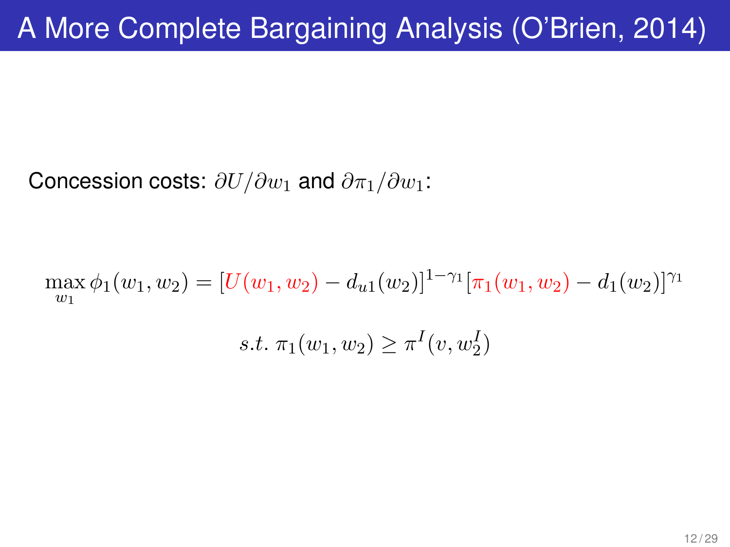# A More Complete Bargaining Analysis (O'Brien, 2014)

Concession costs: $\partial U/\partial w_1$ and $\partial \pi_1/\partial w_1$:

$$\max_{w_1} \phi_1(w_1, w_2) = [U(w_1, w_2) - d_{u1}(w_2)]^{1-\gamma_1}[\pi_1(w_1, w_2) - d_1(w_2)]^{\gamma_1}$$

$$s.t.\ \pi_1(w_1, w_2) \geq \pi^I(v, w_2^I)$$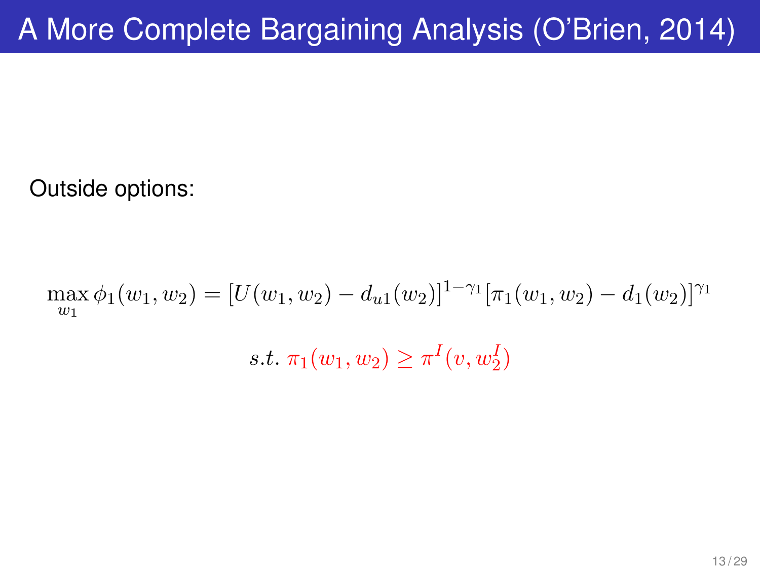# A More Complete Bargaining Analysis (O'Brien, 2014)

Outside options:

$$\max_{w_1} \phi_1(w_1, w_2) = [U(w_1, w_2) - d_{u1}(w_2)]^{1-\gamma_1}[\pi_1(w_1, w_2) - d_1(w_2)]^{\gamma_1}$$

$$s.t. \; \pi_1(w_1, w_2) \geq \pi^I(v, w_2^I)$$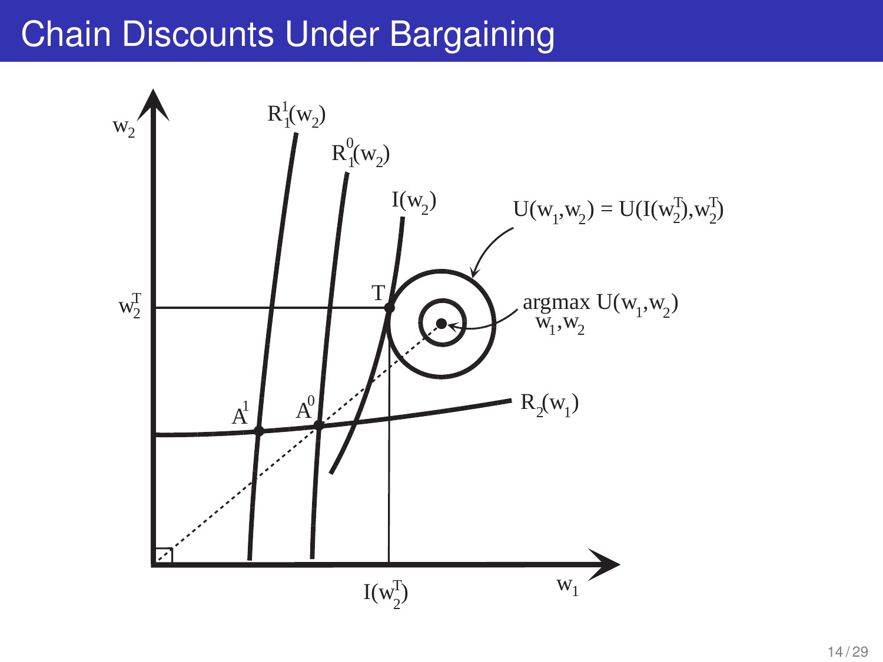# Chain Discounts Under Bargaining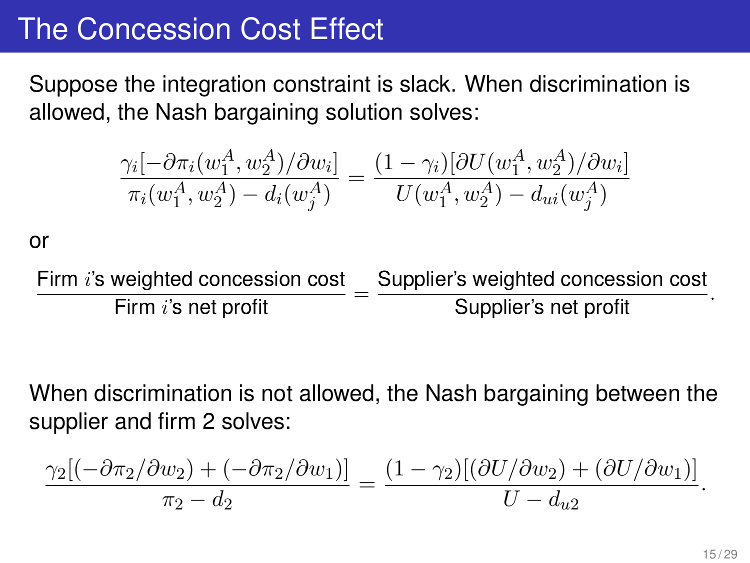# The Concession Cost Effect

Suppose the integration constraint is slack. When discrimination is allowed, the Nash bargaining solution solves:

$$\frac{\gamma_i[-\partial \pi_i(w_1^A, w_2^A)/\partial w_i]}{\pi_i(w_1^A, w_2^A) - d_i(w_j^A)} = \frac{(1-\gamma_i)[\partial U(w_1^A, w_2^A)/\partial w_i]}{U(w_1^A, w_2^A) - d_{ui}(w_j^A)}$$

or

$$\frac{\text{Firm } i\text{'s weighted concession cost}}{\text{Firm } i\text{'s net profit}} = \frac{\text{Supplier's weighted concession cost}}{\text{Supplier's net profit}}.$$

When discrimination is not allowed, the Nash bargaining between the supplier and firm 2 solves:

$$\frac{\gamma_2[(-\partial \pi_2/\partial w_2) + (-\partial \pi_2/\partial w_1)]}{\pi_2 - d_2} = \frac{(1-\gamma_2)[(\partial U/\partial w_2) + (\partial U/\partial w_1)]}{U - d_{u2}}.$$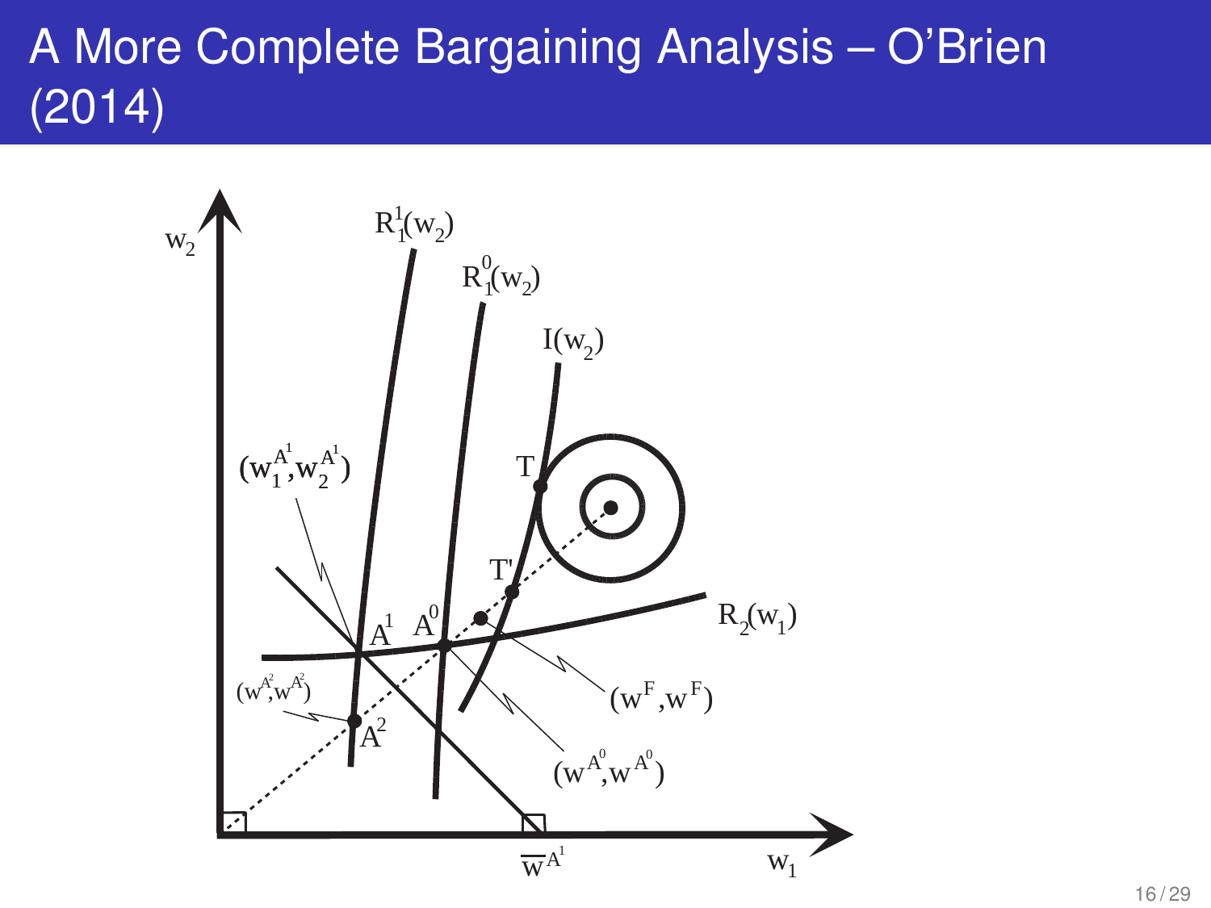# A More Complete Bargaining Analysis – O'Brien (2014)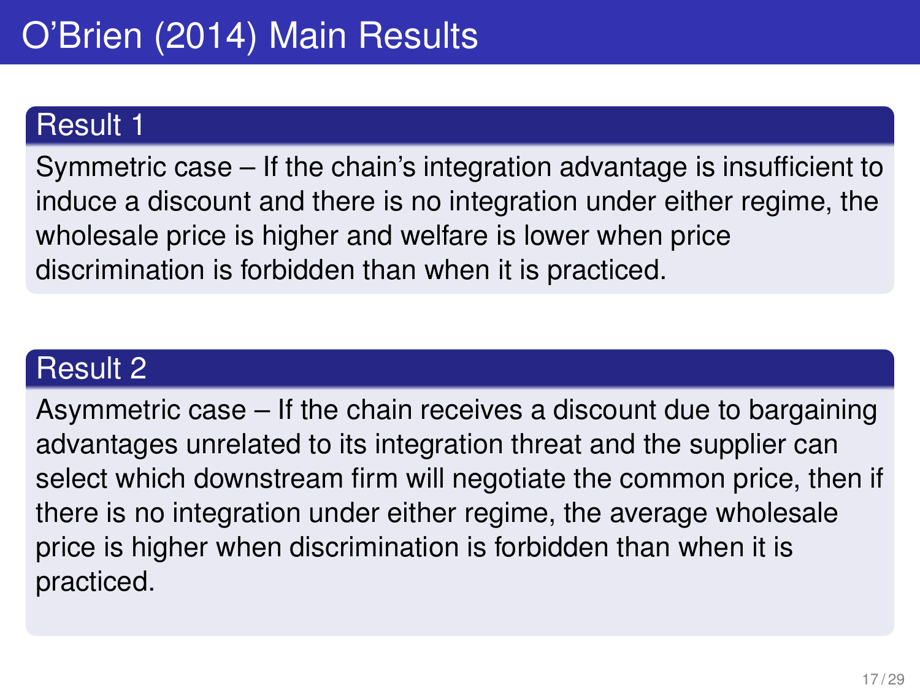# O'Brien (2014) Main Results

### Result 1

Symmetric case – If the chain's integration advantage is insufficient to induce a discount and there is no integration under either regime, the wholesale price is higher and welfare is lower when price discrimination is forbidden than when it is practiced.

### Result 2

Asymmetric case – If the chain receives a discount due to bargaining advantages unrelated to its integration threat and the supplier can select which downstream firm will negotiate the common price, then if there is no integration under either regime, the average wholesale price is higher when discrimination is forbidden than when it is practiced.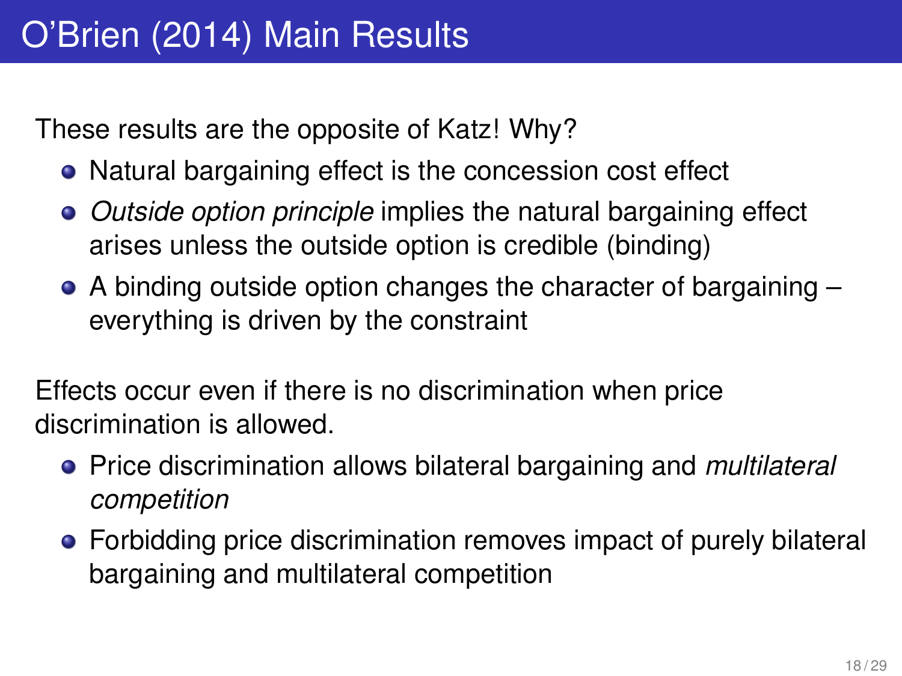# O'Brien (2014) Main Results

These results are the opposite of Katz! Why?

- Natural bargaining effect is the concession cost effect
- *Outside option principle* implies the natural bargaining effect arises unless the outside option is credible (binding)
- A binding outside option changes the character of bargaining – everything is driven by the constraint

Effects occur even if there is no discrimination when price discrimination is allowed.

- Price discrimination allows bilateral bargaining and *multilateral competition*
- Forbidding price discrimination removes impact of purely bilateral bargaining and multilateral competition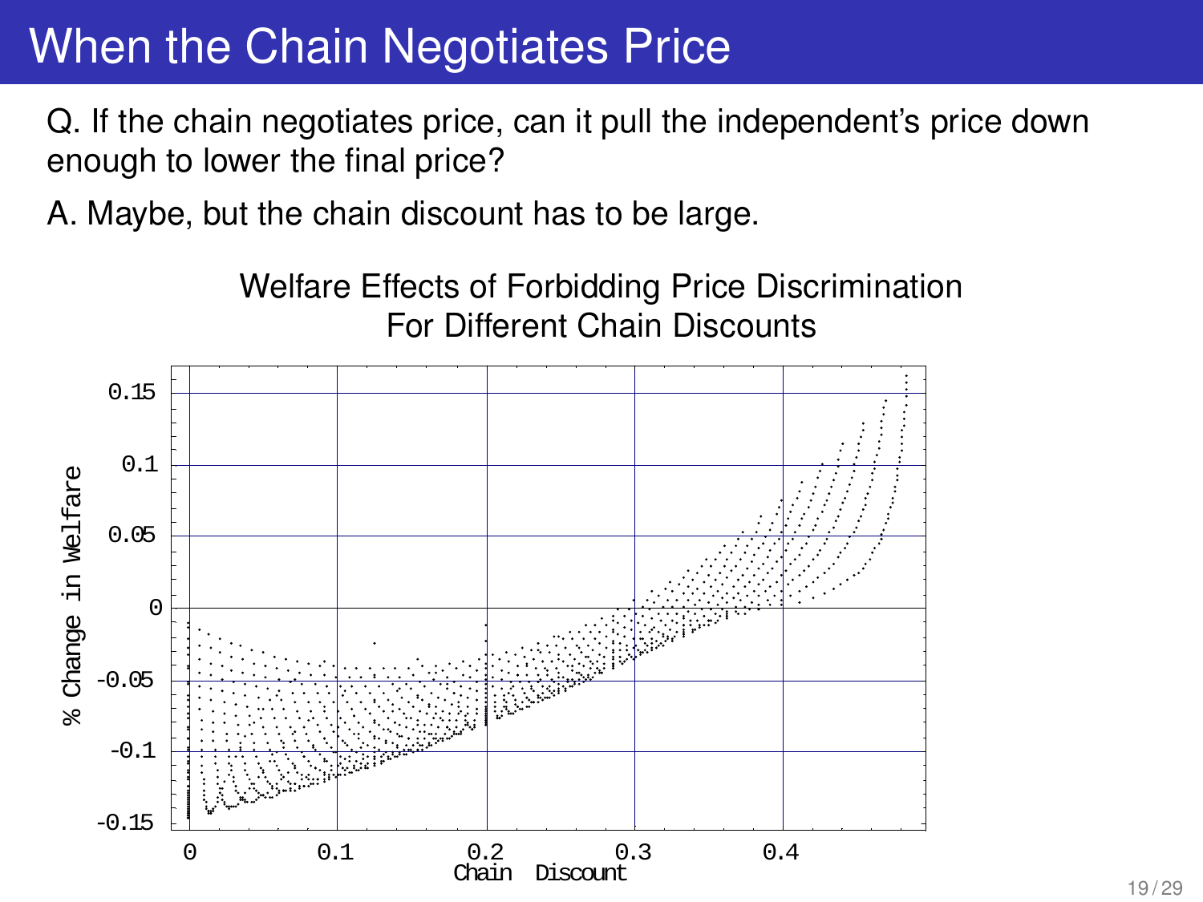# When the Chain Negotiates Price

Q. If the chain negotiates price, can it pull the independent's price down enough to lower the final price?

A. Maybe, but the chain discount has to be large.

Welfare Effects of Forbidding Price Discrimination
For Different Chain Discounts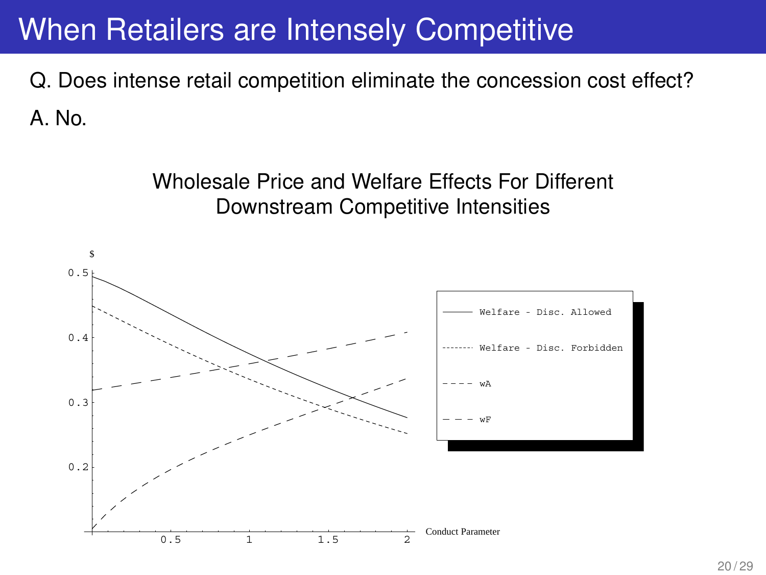# When Retailers are Intensely Competitive

Q. Does intense retail competition eliminate the concession cost effect?

A. No.

Wholesale Price and Welfare Effects For Different Downstream Competitive Intensities

$

0.5

0.4

0.3

0.2

0.5 1 1.5 2

Conduct Parameter

Welfare - Disc. Allowed

Welfare - Disc. Forbidden

wA

wF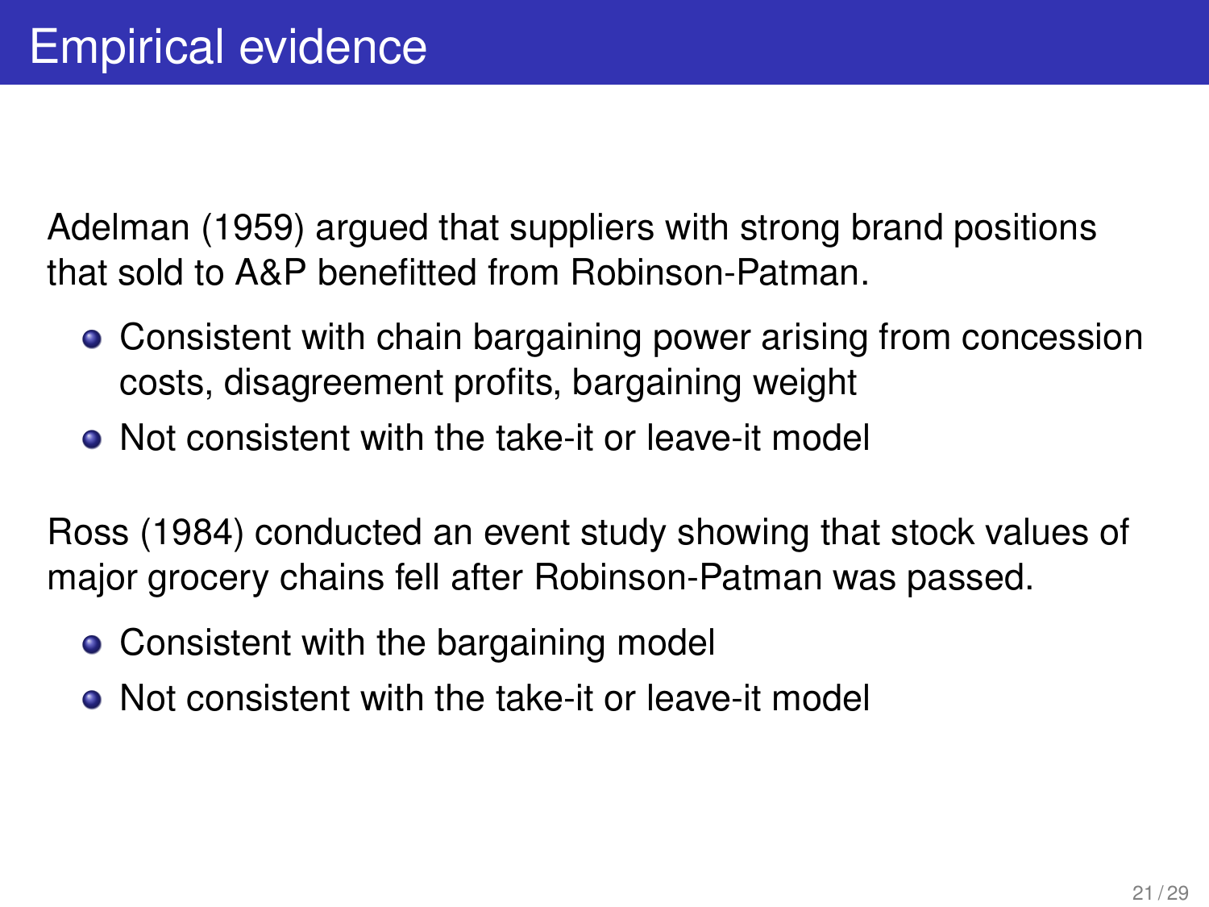# Empirical evidence

Adelman (1959) argued that suppliers with strong brand positions that sold to A&P benefitted from Robinson-Patman.

- Consistent with chain bargaining power arising from concession costs, disagreement profits, bargaining weight
- Not consistent with the take-it or leave-it model

Ross (1984) conducted an event study showing that stock values of major grocery chains fell after Robinson-Patman was passed.

- Consistent with the bargaining model
- Not consistent with the take-it or leave-it model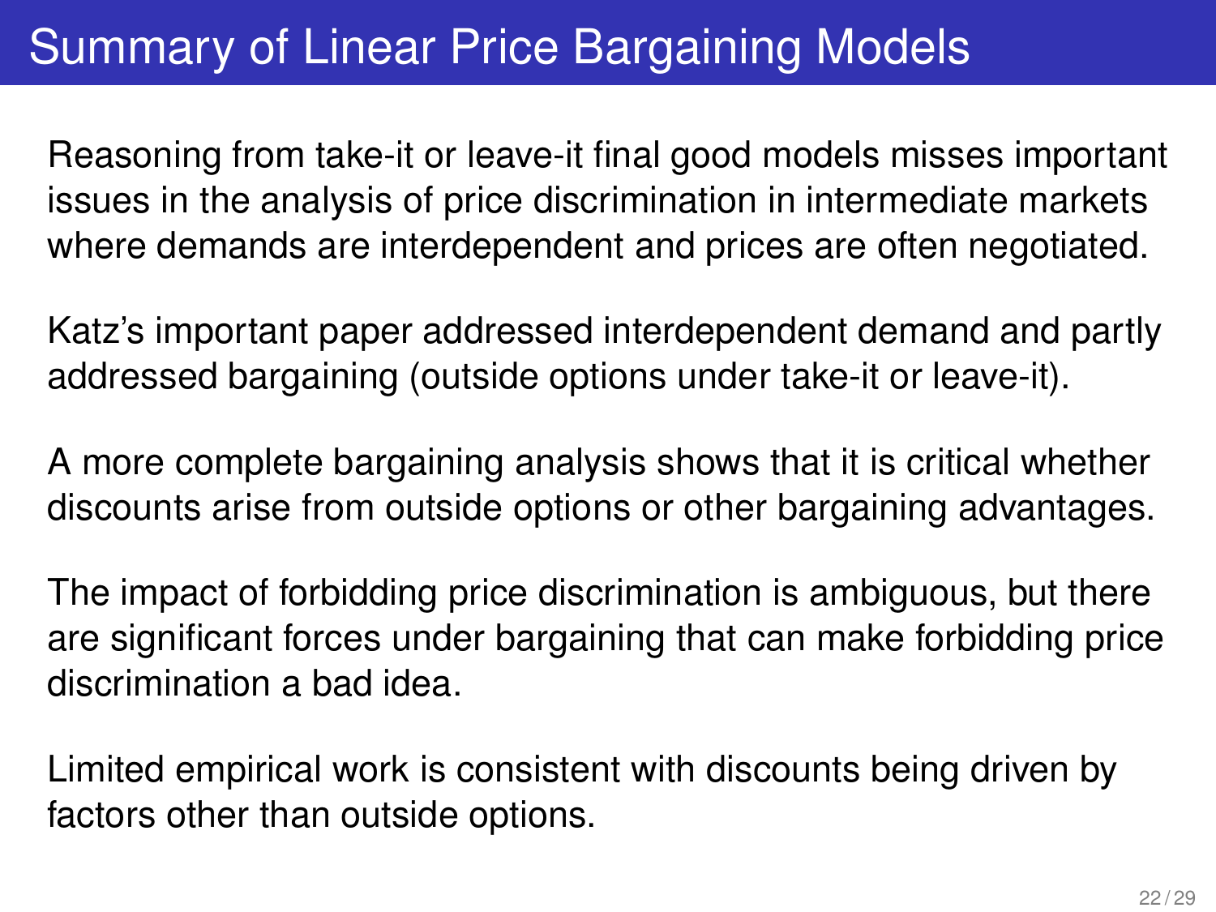# Summary of Linear Price Bargaining Models

Reasoning from take-it or leave-it final good models misses important issues in the analysis of price discrimination in intermediate markets where demands are interdependent and prices are often negotiated.

Katz's important paper addressed interdependent demand and partly addressed bargaining (outside options under take-it or leave-it).

A more complete bargaining analysis shows that it is critical whether discounts arise from outside options or other bargaining advantages.

The impact of forbidding price discrimination is ambiguous, but there are significant forces under bargaining that can make forbidding price discrimination a bad idea.

Limited empirical work is consistent with discounts being driven by factors other than outside options.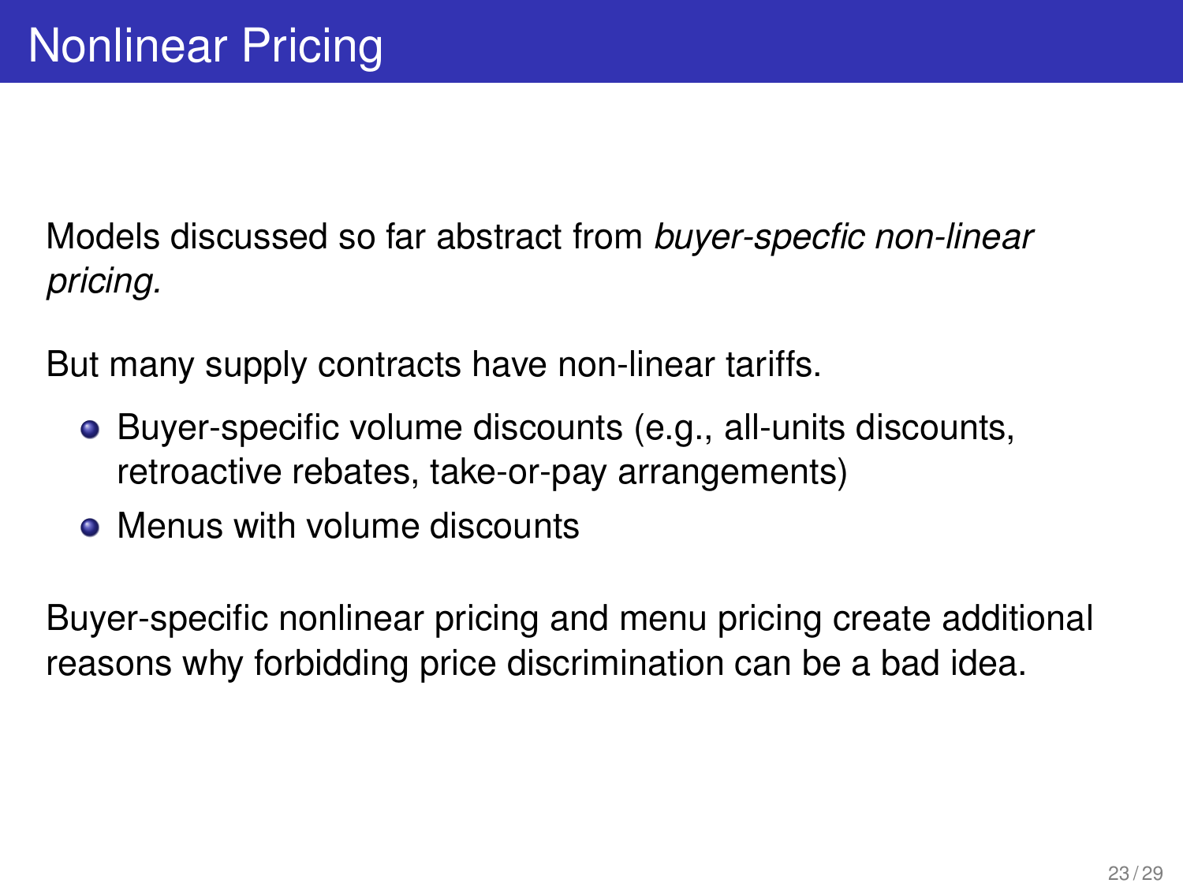# Nonlinear Pricing

Models discussed so far abstract from *buyer-specfic non-linear pricing.*

But many supply contracts have non-linear tariffs.

- Buyer-specific volume discounts (e.g., all-units discounts, retroactive rebates, take-or-pay arrangements)
- Menus with volume discounts

Buyer-specific nonlinear pricing and menu pricing create additional reasons why forbidding price discrimination can be a bad idea.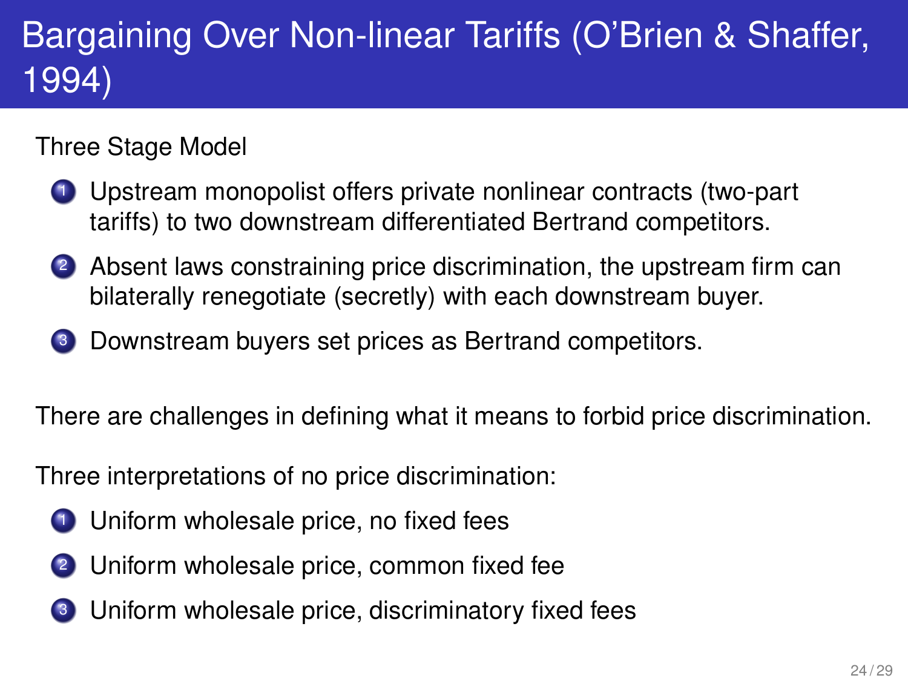# Bargaining Over Non-linear Tariffs (O'Brien & Shaffer, 1994)

Three Stage Model

1. Upstream monopolist offers private nonlinear contracts (two-part tariffs) to two downstream differentiated Bertrand competitors.
2. Absent laws constraining price discrimination, the upstream firm can bilaterally renegotiate (secretly) with each downstream buyer.
3. Downstream buyers set prices as Bertrand competitors.

There are challenges in defining what it means to forbid price discrimination.

Three interpretations of no price discrimination:

1. Uniform wholesale price, no fixed fees
2. Uniform wholesale price, common fixed fee
3. Uniform wholesale price, discriminatory fixed fees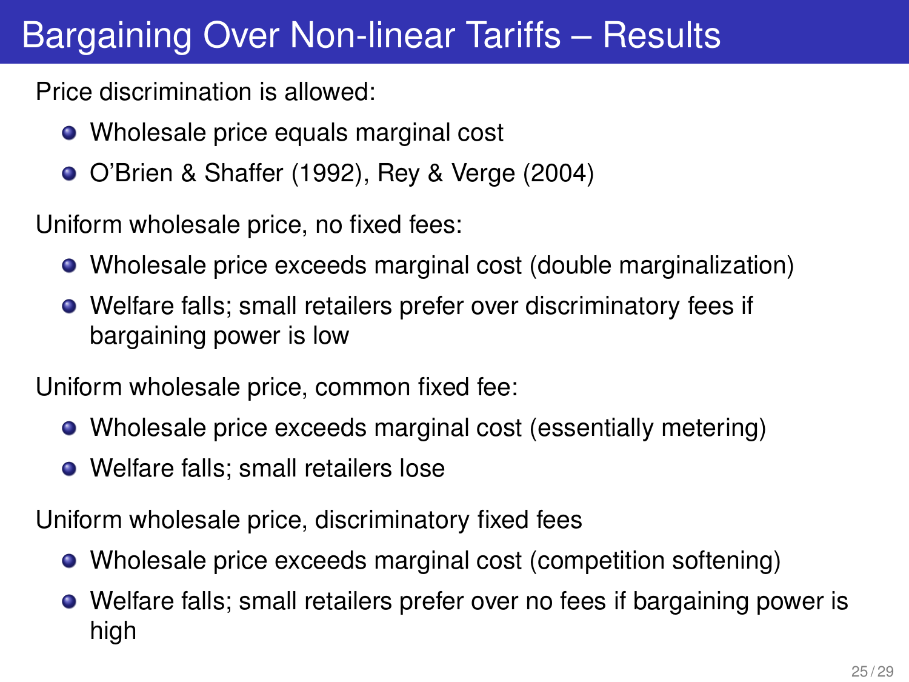# Bargaining Over Non-linear Tariffs – Results

Price discrimination is allowed:

- Wholesale price equals marginal cost
- O'Brien & Shaffer (1992), Rey & Verge (2004)

Uniform wholesale price, no fixed fees:

- Wholesale price exceeds marginal cost (double marginalization)
- Welfare falls; small retailers prefer over discriminatory fees if bargaining power is low

Uniform wholesale price, common fixed fee:

- Wholesale price exceeds marginal cost (essentially metering)
- Welfare falls; small retailers lose

Uniform wholesale price, discriminatory fixed fees

- Wholesale price exceeds marginal cost (competition softening)
- Welfare falls; small retailers prefer over no fees if bargaining power is high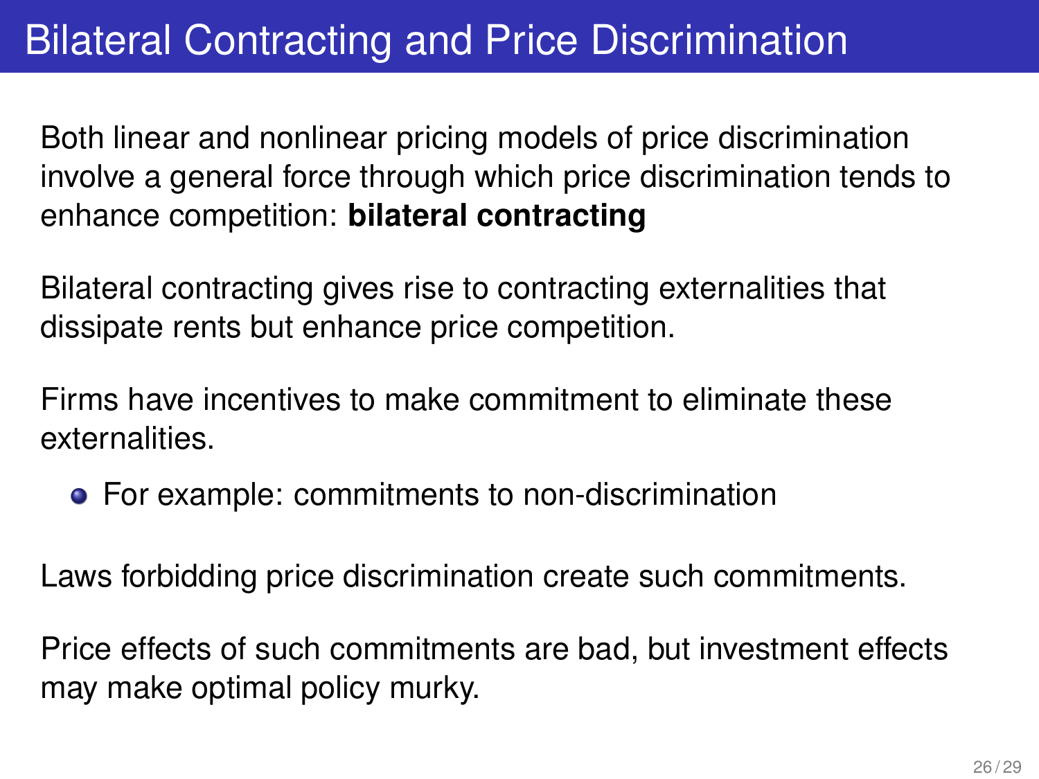# Bilateral Contracting and Price Discrimination

Both linear and nonlinear pricing models of price discrimination involve a general force through which price discrimination tends to enhance competition: **bilateral contracting**

Bilateral contracting gives rise to contracting externalities that dissipate rents but enhance price competition.

Firms have incentives to make commitment to eliminate these externalities.

- For example: commitments to non-discrimination

Laws forbidding price discrimination create such commitments.

Price effects of such commitments are bad, but investment effects may make optimal policy murky.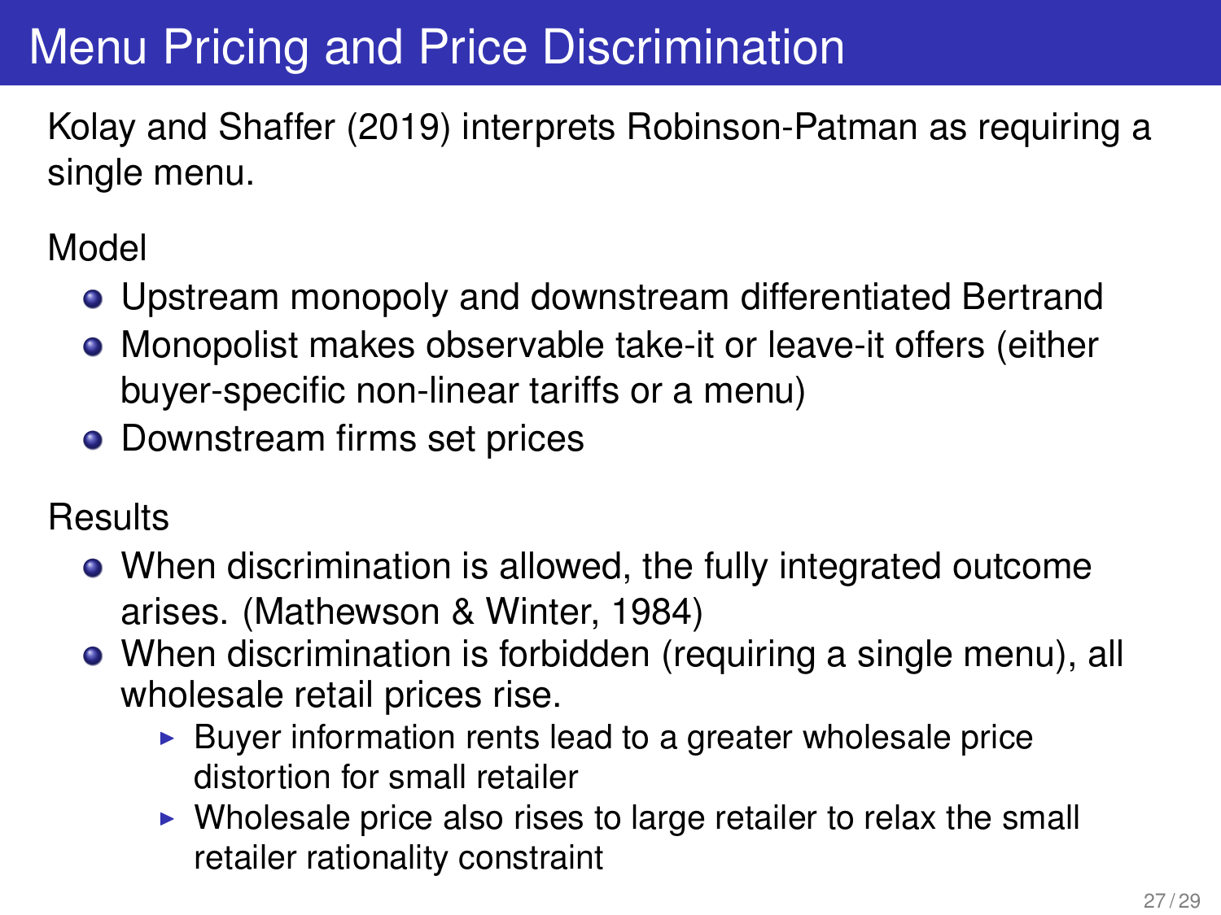# Menu Pricing and Price Discrimination

Kolay and Shaffer (2019) interprets Robinson-Patman as requiring a single menu.

Model

- Upstream monopoly and downstream differentiated Bertrand
- Monopolist makes observable take-it or leave-it offers (either buyer-specific non-linear tariffs or a menu)
- Downstream firms set prices

Results

- When discrimination is allowed, the fully integrated outcome arises. (Mathewson & Winter, 1984)
- When discrimination is forbidden (requiring a single menu), all wholesale retail prices rise.
  - Buyer information rents lead to a greater wholesale price distortion for small retailer
  - Wholesale price also rises to large retailer to relax the small retailer rationality constraint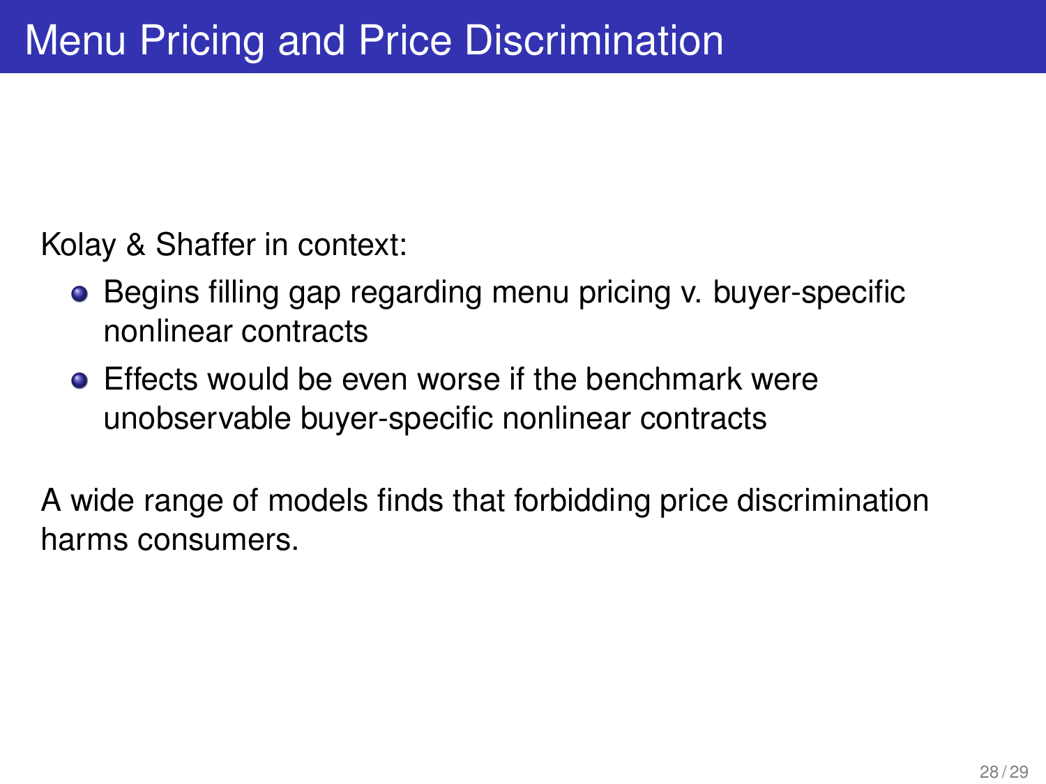# Menu Pricing and Price Discrimination

Kolay & Shaffer in context:

- Begins filling gap regarding menu pricing v. buyer-specific nonlinear contracts
- Effects would be even worse if the benchmark were unobservable buyer-specific nonlinear contracts

A wide range of models finds that forbidding price discrimination harms consumers.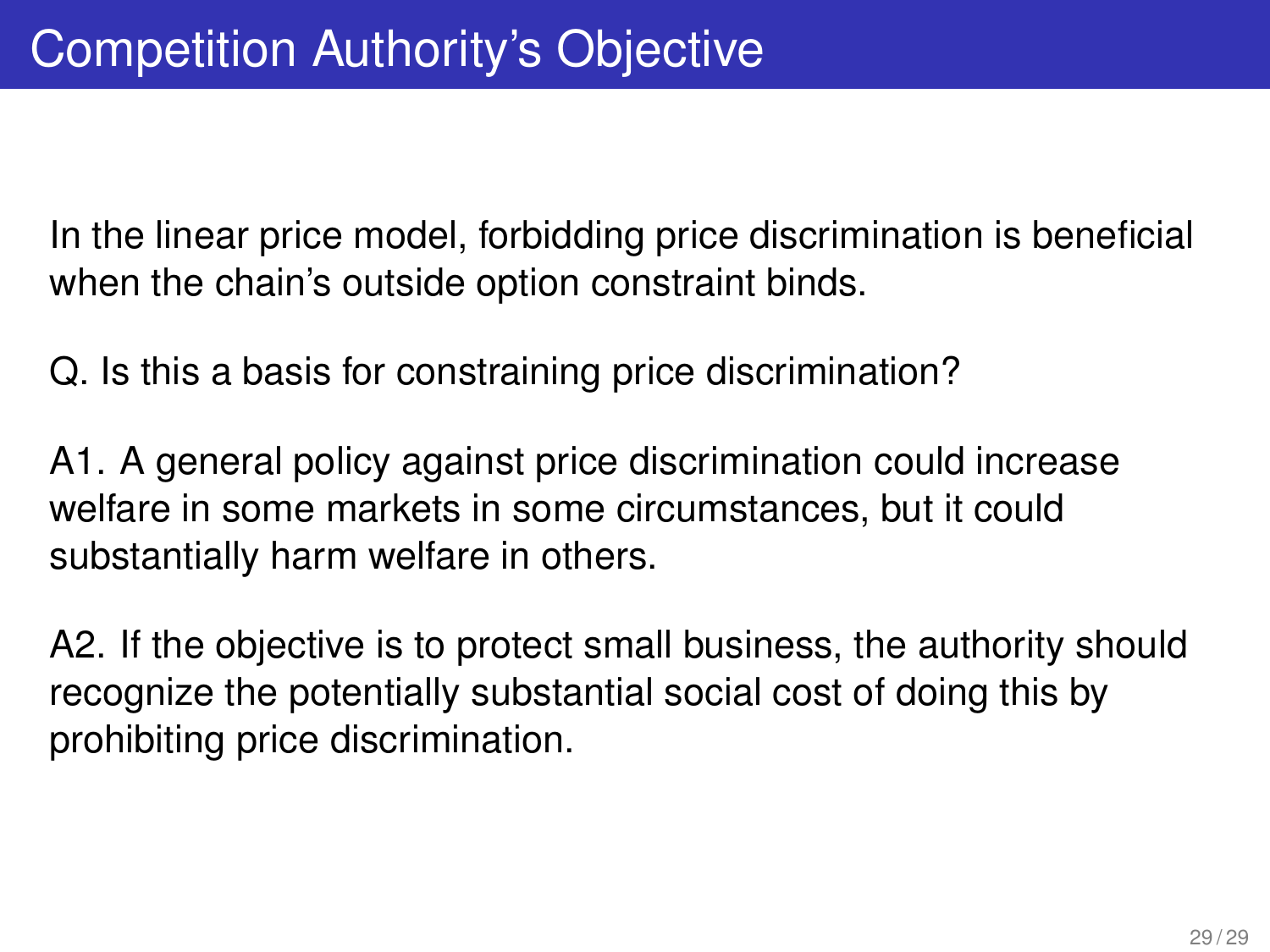# Competition Authority's Objective

In the linear price model, forbidding price discrimination is beneficial when the chain's outside option constraint binds.

Q. Is this a basis for constraining price discrimination?

A1. A general policy against price discrimination could increase welfare in some markets in some circumstances, but it could substantially harm welfare in others.

A2. If the objective is to protect small business, the authority should recognize the potentially substantial social cost of doing this by prohibiting price discrimination.